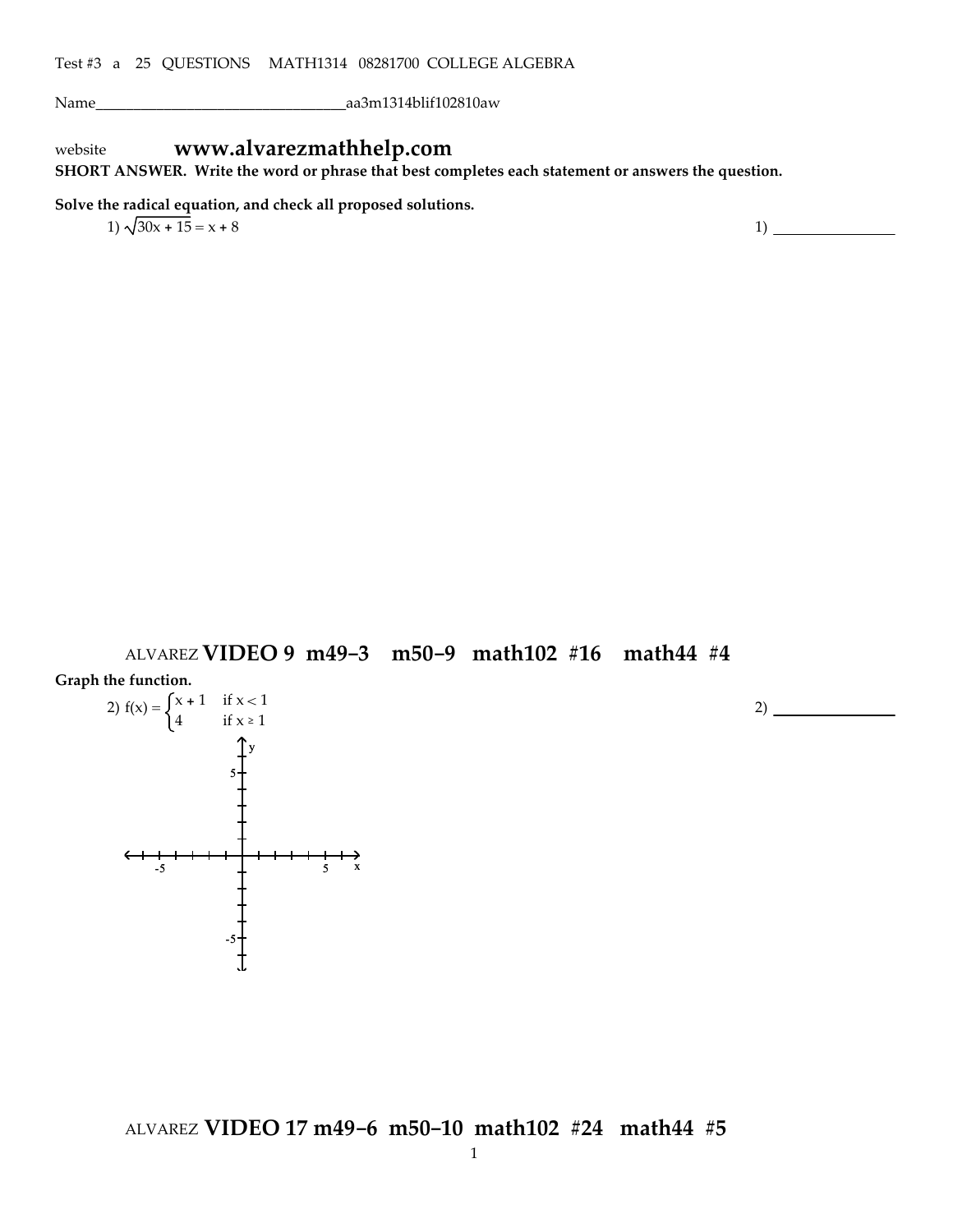Test #3 a 25 QUESTIONS MATH1314 08281700 COLLEGE ALGEBRA

Name________________________________aa3m1314blif102810aw

website **www.alvarezmathhelp.com**

**SHORT ANSWER. Write the word or phrase that best completes each statement or answers the question.**

**Solve the radical equation, and check all proposed solutions.**

1) $\sqrt{30x + 15} = x + 8$ 1) _______________

ALVAREZ **VIDEO 9 m49−3 m50−9 math102 #16 math44 #4**

**Graph the function.**

2) $f(x) = \begin{cases} x + 1 & \text{if } x < 1 \\ 4 & \text{if } x \geq 1 \end{cases}$ 2) _______________

ALVAREZ **VIDEO 17 m49−6 m50−10 math102 #24 math44 #5**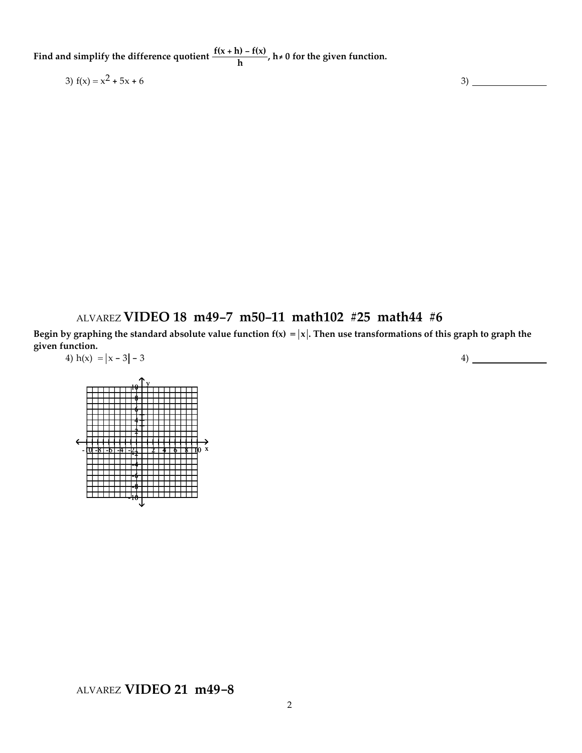**Find and simplify the difference quotient $\frac{f(x + h) - f(x)}{h}$, $h \neq 0$ for the given function.**

3) $f(x) = x^2 + 5x + 6$

3) ________________

ALVAREZ **VIDEO 18 m49–7 m50–11 math102 #25 math44 #6**

**Begin by graphing the standard absolute value function $f(x) = |x|$. Then use transformations of this graph to graph the given function.**

4) $h(x) = |x - 3| - 3$

4) ________________

ALVAREZ **VIDEO 21 m49–8**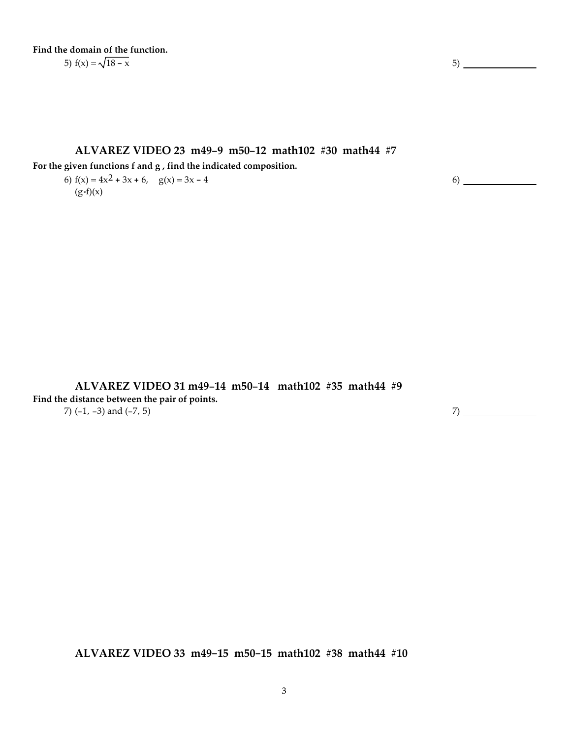**Find the domain of the function.**

5) $f(x) = \sqrt{18 - x}$

5) ________________

### ALVAREZ VIDEO 23  m49–9  m50–12  math102  #30  math44  #7

**For the given functions f and g , find the indicated composition.**

6) $f(x) = 4x^2 + 3x + 6, \quad g(x) = 3x - 4$

$(g \circ f)(x)$

6) ________________

### ALVAREZ VIDEO 31 m49–14  m50–14   math102  #35  math44  #9

**Find the distance between the pair of points.**

7) $(-1, -3)$ and $(-7, 5)$

7) ________________

### ALVAREZ VIDEO 33  m49–15  m50–15  math102  #38  math44  #10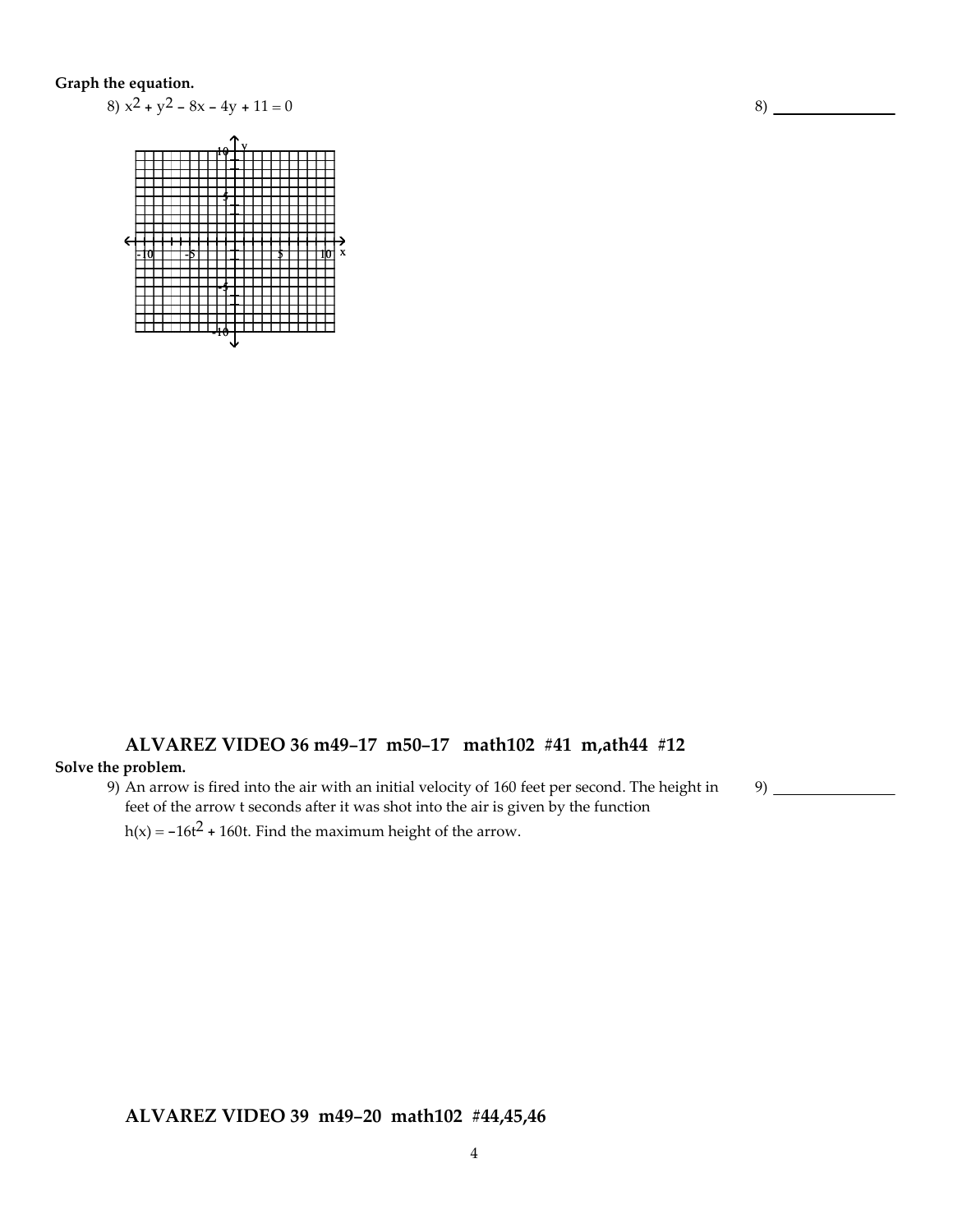**Graph the equation.**

8) $x^2 + y^2 - 8x - 4y + 11 = 0$

8) ______________

## ALVAREZ VIDEO 36 m49–17 m50–17 math102 #41 m,ath44 #12

**Solve the problem.**

9) An arrow is fired into the air with an initial velocity of 160 feet per second. The height in feet of the arrow t seconds after it was shot into the air is given by the function $h(x) = -16t^2 + 160t$. Find the maximum height of the arrow.

9) ______________

## ALVAREZ VIDEO 39 m49–20 math102 #44,45,46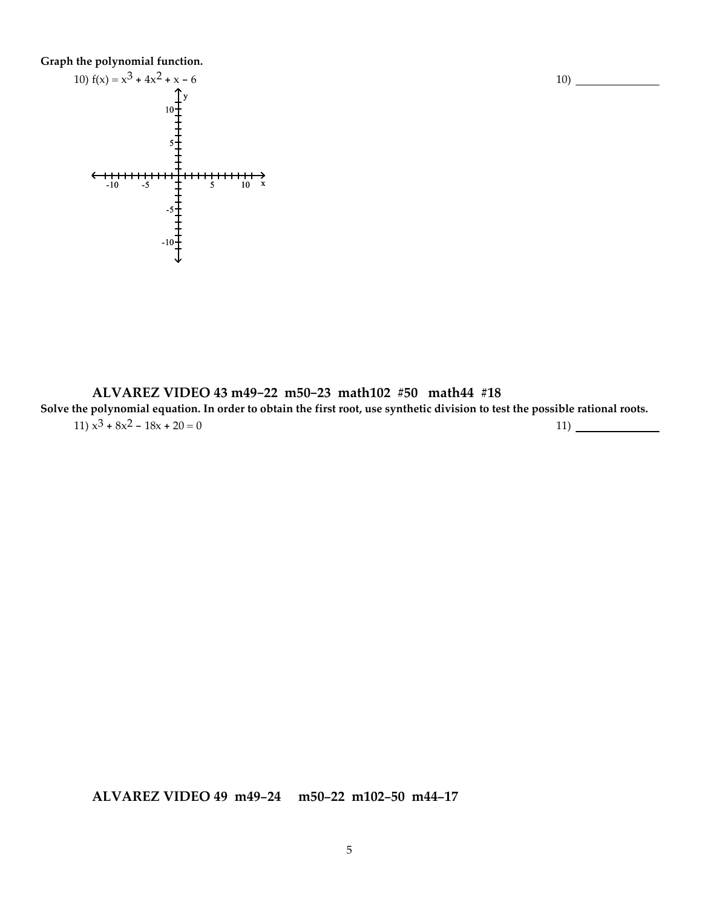**Graph the polynomial function.**

10) $f(x) = x^3 + 4x^2 + x - 6$ 10) ______________

### ALVAREZ VIDEO 43 m49–22 m50–23 math102 #50 math44 #18

**Solve the polynomial equation. In order to obtain the first root, use synthetic division to test the possible rational roots.**

11) $x^3 + 8x^2 - 18x + 20 = 0$ 11) ______________

### ALVAREZ VIDEO 49 m49–24 m50–22 m102–50 m44–17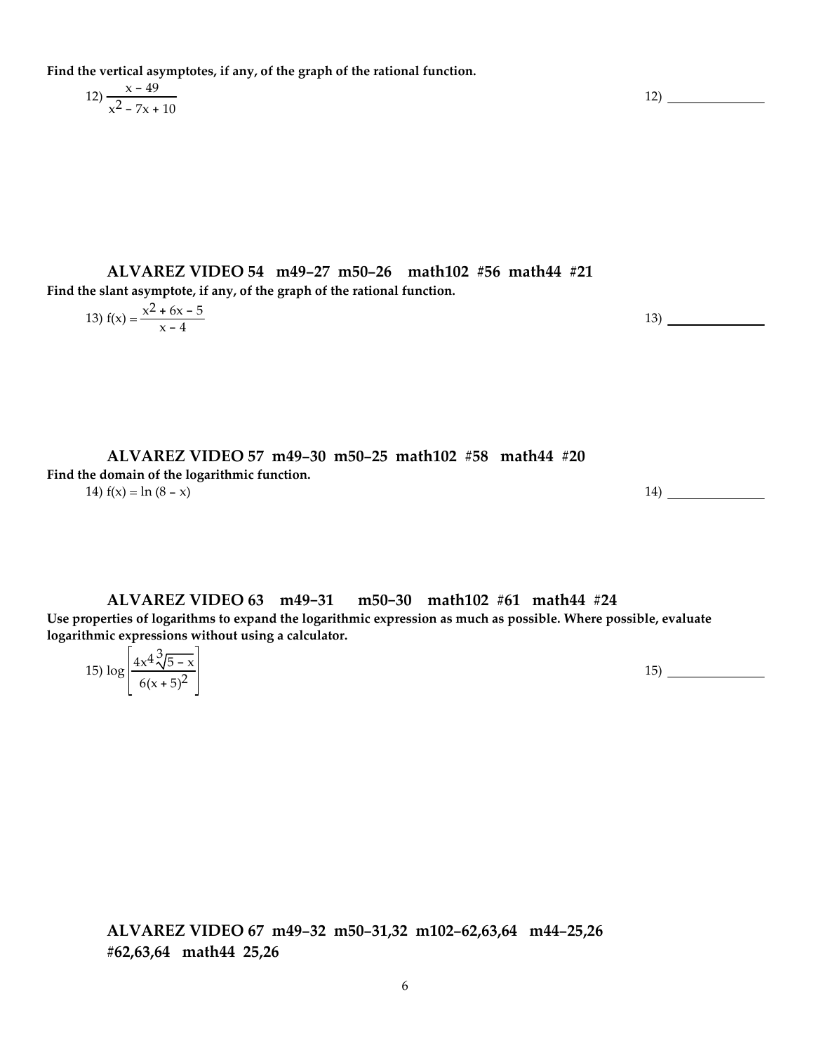**Find the vertical asymptotes, if any, of the graph of the rational function.**

12) $\dfrac{x - 49}{x^2 - 7x + 10}$

12) ______________

### ALVAREZ VIDEO 54 m49–27 m50–26 math102 #56 math44 #21

**Find the slant asymptote, if any, of the graph of the rational function.**

13) $f(x) = \dfrac{x^2 + 6x - 5}{x - 4}$

13) ______________

### ALVAREZ VIDEO 57 m49–30 m50–25 math102 #58 math44 #20

**Find the domain of the logarithmic function.**

14) $f(x) = \ln(8 - x)$

14) ______________

### ALVAREZ VIDEO 63 m49–31 m50–30 math102 #61 math44 #24

**Use properties of logarithms to expand the logarithmic expression as much as possible. Where possible, evaluate logarithmic expressions without using a calculator.**

15) $\log\left[\dfrac{4x^4\sqrt[3]{5 - x}}{6(x + 5)^2}\right]$

15) ______________

### ALVAREZ VIDEO 67 m49–32 m50–31,32 m102–62,63,64 m44–25,26 #62,63,64 math44 25,26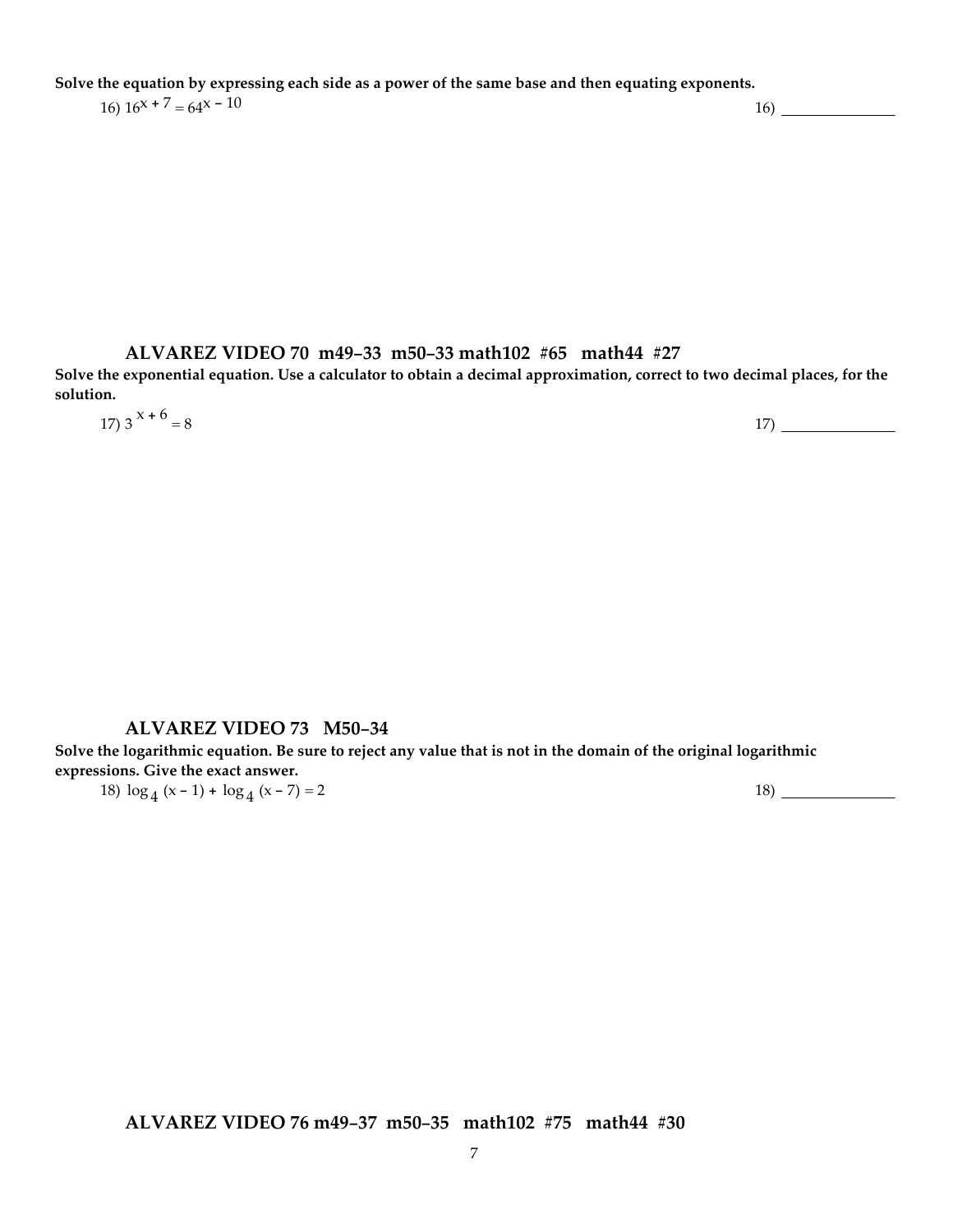**Solve the equation by expressing each side as a power of the same base and then equating exponents.**

16) $16^{x + 7} = 64^{x - 10}$ 16) _______________

### ALVAREZ VIDEO 70 m49–33 m50–33 math102 #65 math44 #27

**Solve the exponential equation. Use a calculator to obtain a decimal approximation, correct to two decimal places, for the solution.**

17) $3^{x + 6} = 8$ 17) _______________

### ALVAREZ VIDEO 73 M50–34

**Solve the logarithmic equation. Be sure to reject any value that is not in the domain of the original logarithmic expressions. Give the exact answer.**

18) $\log_4 (x - 1) + \log_4 (x - 7) = 2$ 18) _______________

### ALVAREZ VIDEO 76 m49–37 m50–35 math102 #75 math44 #30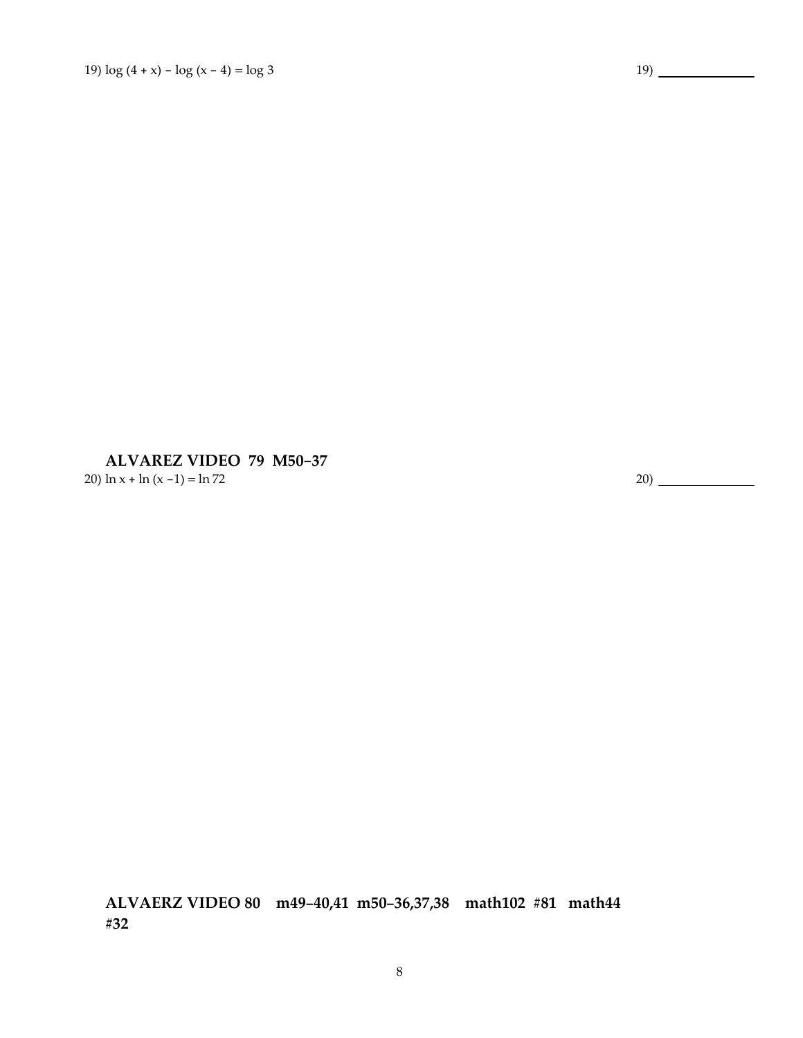19) $\log(4 + x) - \log(x - 4) = \log 3$ 19) \_\_\_\_\_\_\_\_\_\_\_\_

**ALVAREZ VIDEO 79 M50–37**

20) $\ln x + \ln(x - 1) = \ln 72$ 20) \_\_\_\_\_\_\_\_\_\_\_\_

**ALVAERZ VIDEO 80 m49–40,41 m50–36,37,38 math102 #81 math44 #32**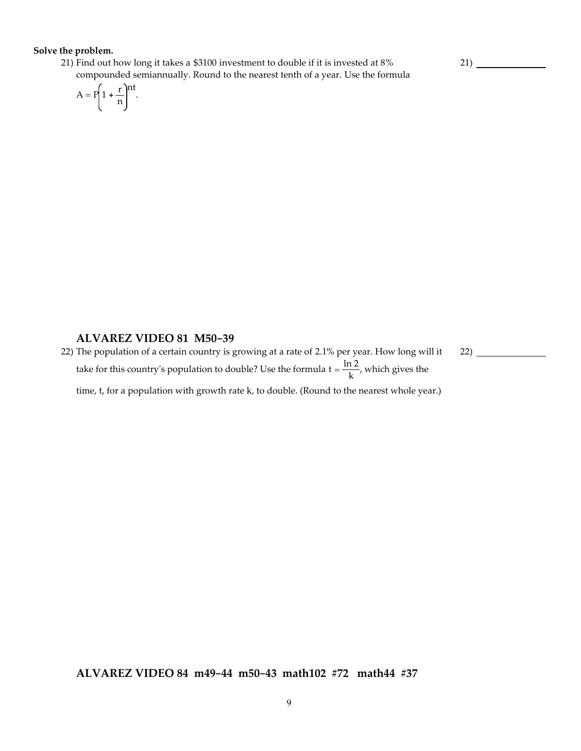**Solve the problem.**

21) Find out how long it takes a $3100 investment to double if it is invested at 8% compounded semiannually. Round to the nearest tenth of a year. Use the formula $A = P\left(1 + \frac{r}{n}\right)^{nt}$.

21) ______________

## ALVAREZ VIDEO 81 M50–39

22) The population of a certain country is growing at a rate of 2.1% per year. How long will it take for this country's population to double? Use the formula $t = \frac{\ln 2}{k}$, which gives the time, t, for a population with growth rate k, to double. (Round to the nearest whole year.)

22) ______________

## ALVAREZ VIDEO 84 m49–44 m50–43 math102 #72 math44 #37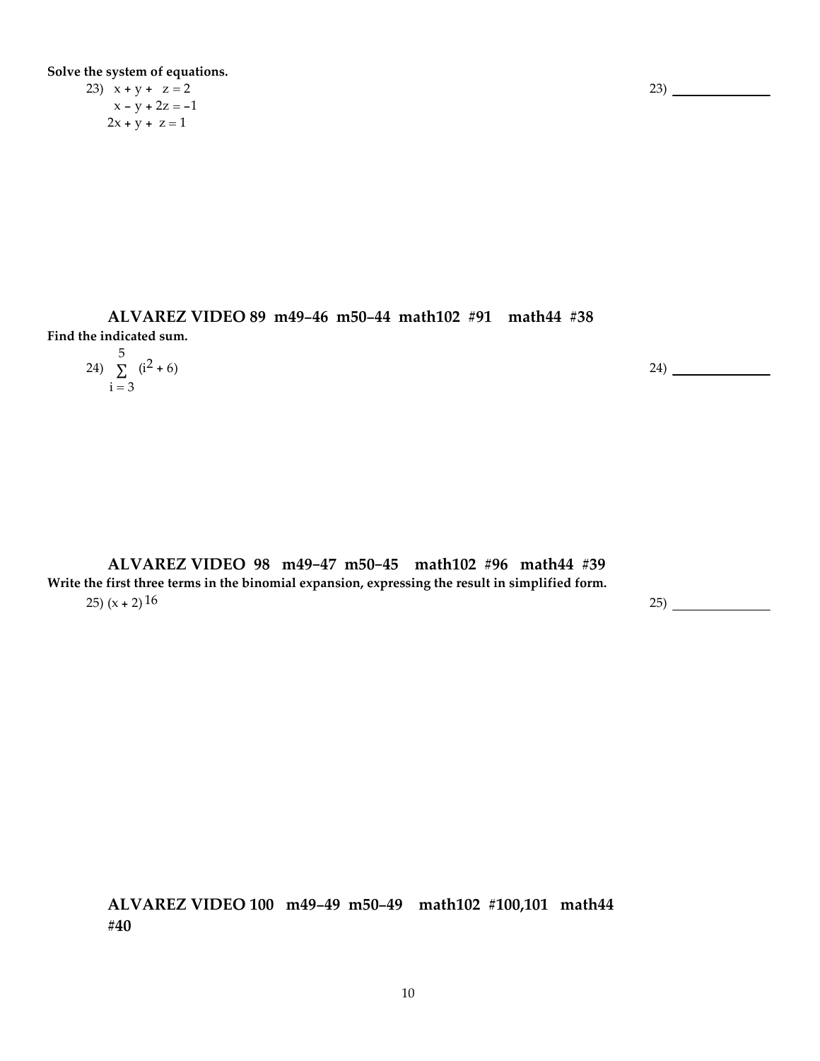**Solve the system of equations.**

23) $$\begin{aligned} x + y + \ z &= 2 \\ x - y + 2z &= -1 \\ 2x + y + \ z &= 1 \end{aligned}$$

23) ______________

### ALVAREZ VIDEO 89 m49–46 m50–44 math102 #91 math44 #38

**Find the indicated sum.**

24) $\sum\limits_{i=3}^{5} (i^2 + 6)$

24) ______________

### ALVAREZ VIDEO 98 m49–47 m50–45 math102 #96 math44 #39

**Write the first three terms in the binomial expansion, expressing the result in simplified form.**

25) $(x + 2)^{16}$

25) ______________

### ALVAREZ VIDEO 100 m49–49 m50–49 math102 #100,101 math44 #40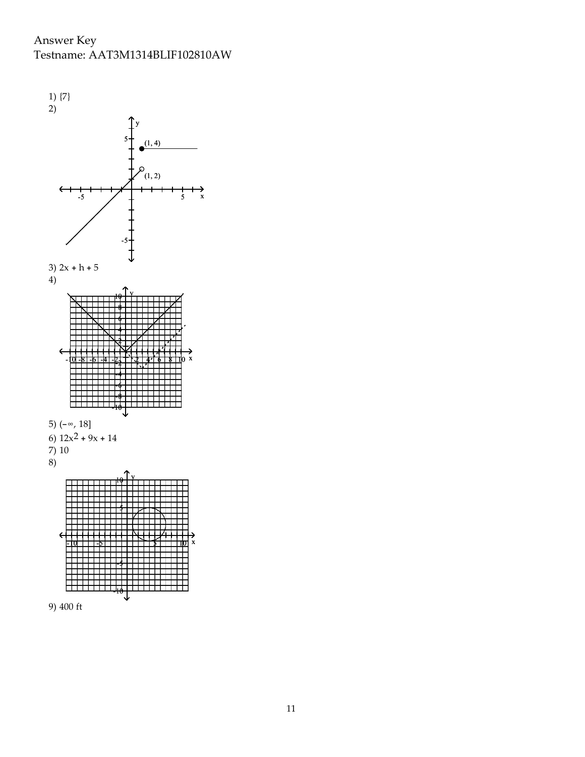Answer Key
Testname: AAT3M1314BLIF102810AW

1) {7}
2)

3) $2x + h + 5$
4)

5) $(-\infty, 18]$
6) $12x^2 + 9x + 14$
7) 10
8)

9) 400 ft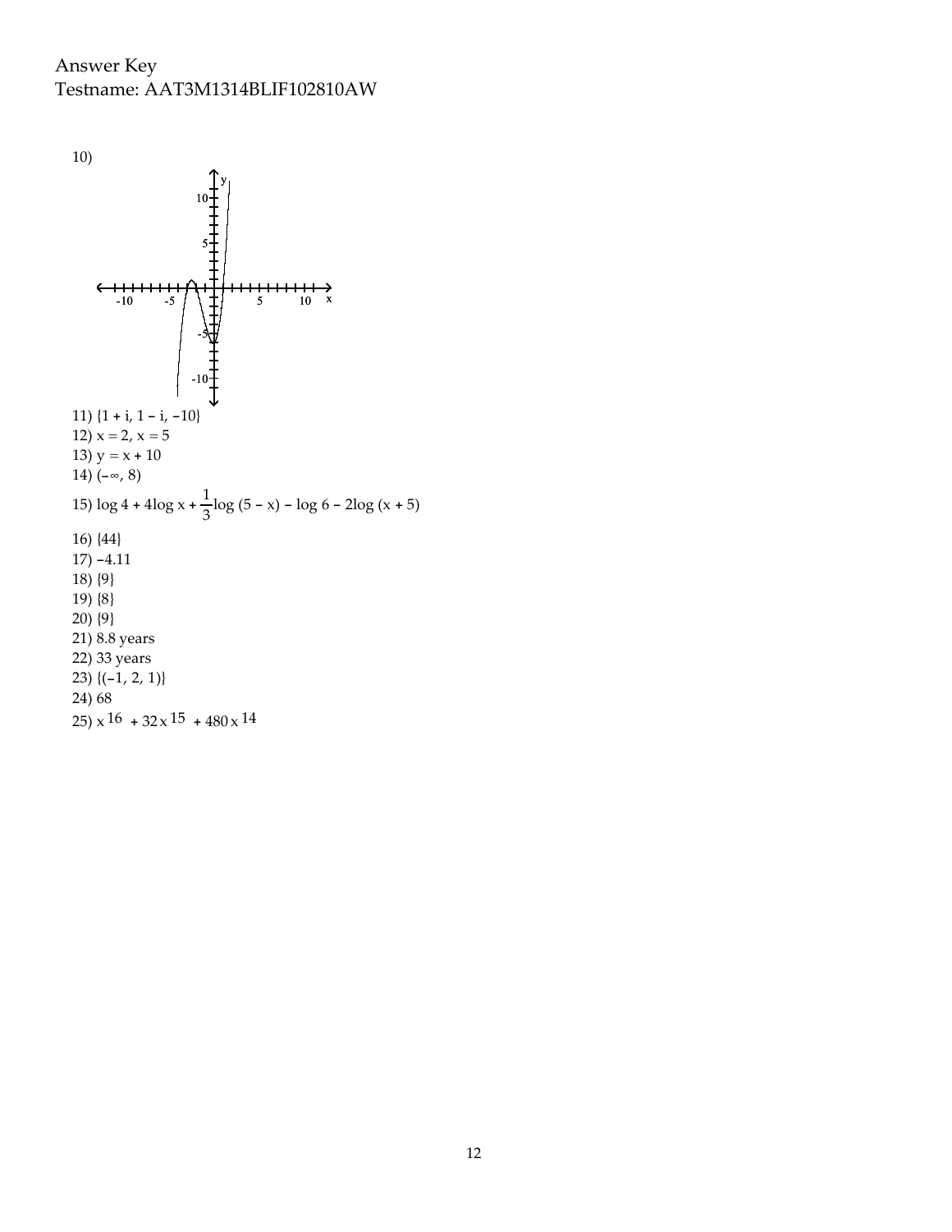Answer Key
Testname: AAT3M1314BLIF102810AW

10)

y
10
5
-10
-5
5
10
x
-5
-10

11) $\{1 + i, 1 - i, -10\}$
12) $x = 2$, $x = 5$
13) $y = x + 10$
14) $(-\infty, 8)$
15) $\log 4 + 4\log x + \frac{1}{3}\log(5 - x) - \log 6 - 2\log(x + 5)$
16) {44}
17) $-4.11$
18) {9}
19) {8}
20) {9}
21) 8.8 years
22) 33 years
23) $\{(-1, 2, 1)\}$
24) 68
25) $x^{16} + 32x^{15} + 480x^{14}$